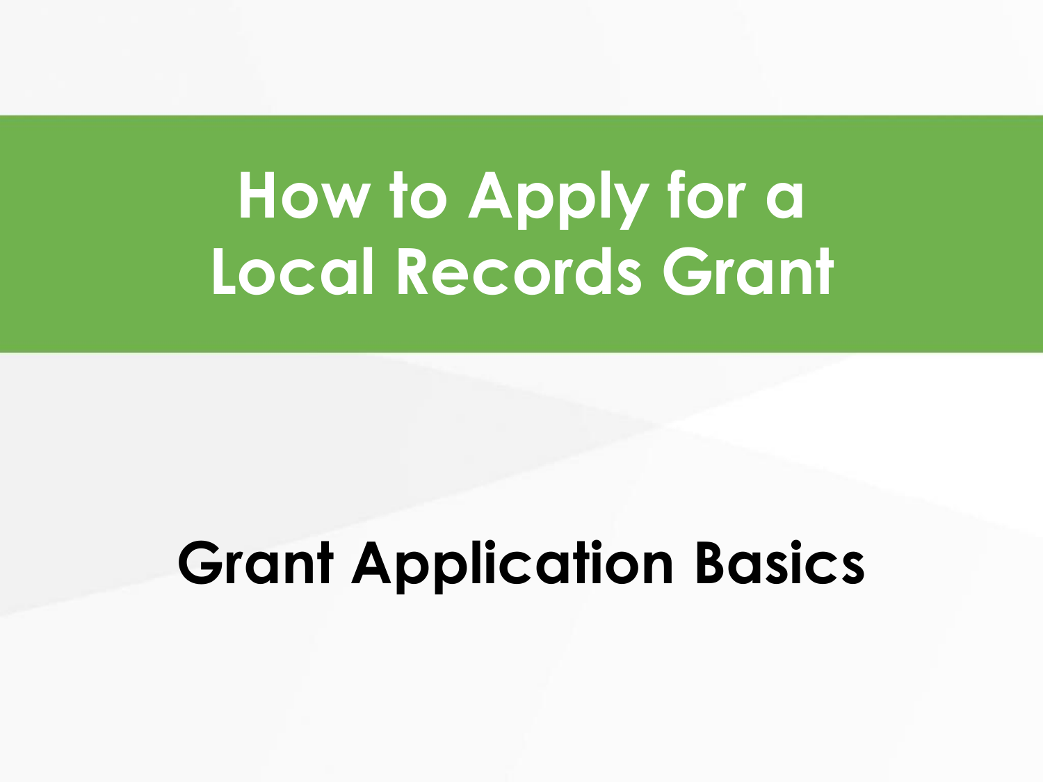# How to Apply for a Local Records Grant

## Grant Application Basics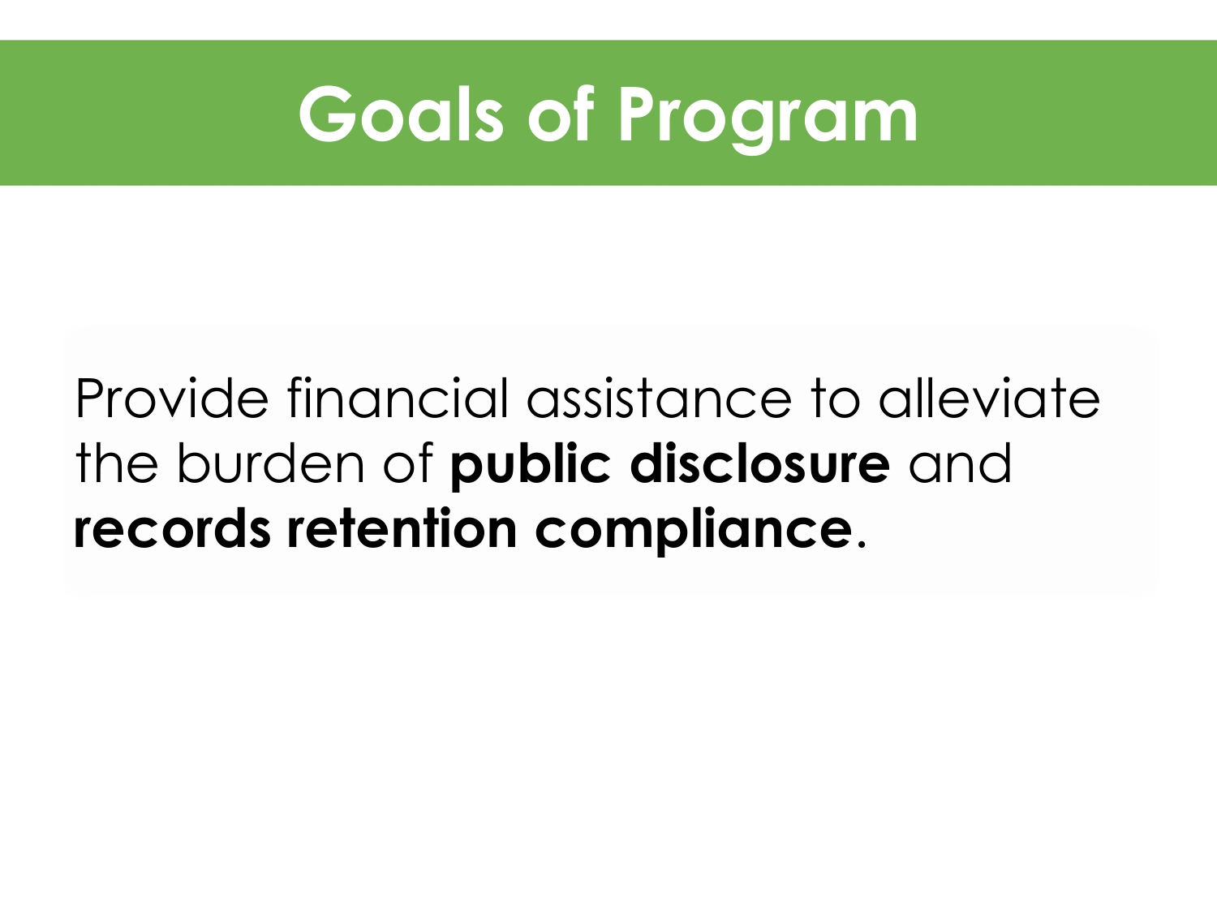# Goals of Program

Provide financial assistance to alleviate the burden of **public disclosure** and **records retention compliance**.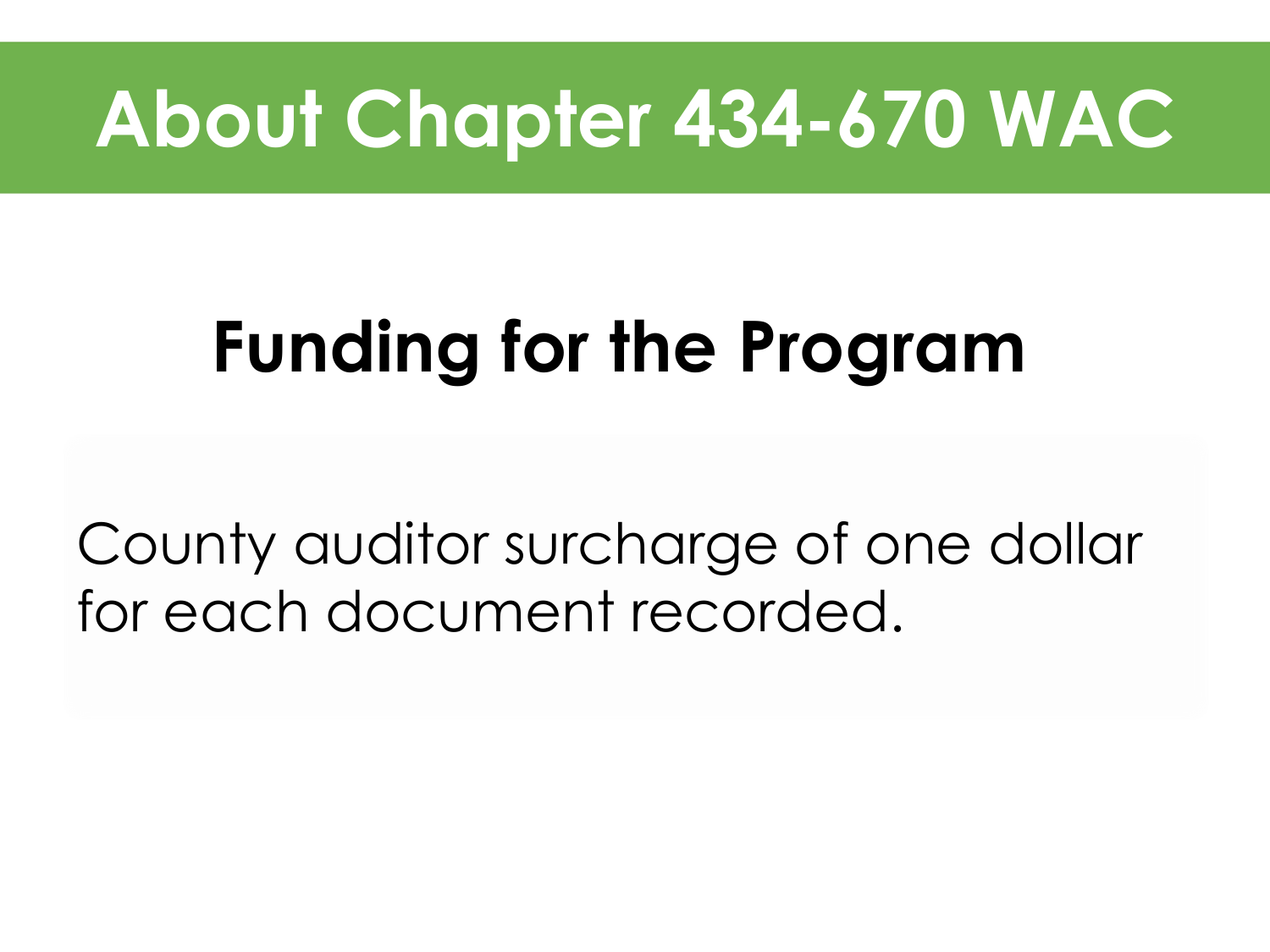# About Chapter 434-670 WAC

## Funding for the Program

County auditor surcharge of one dollar for each document recorded.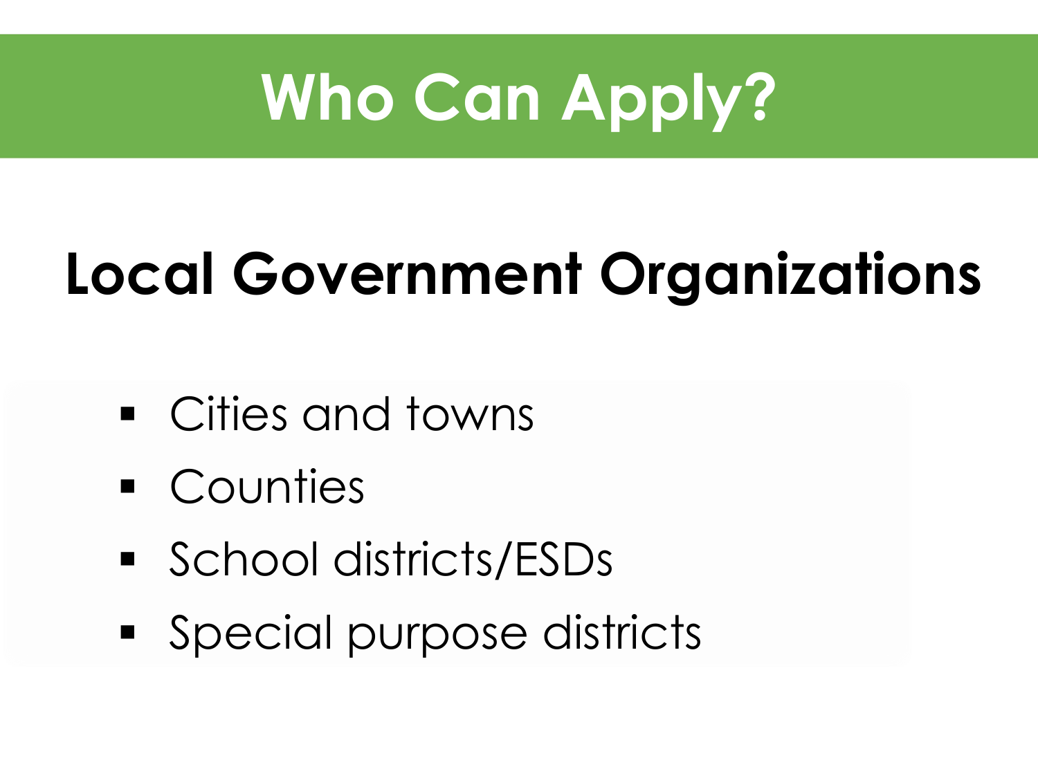# Who Can Apply?

## Local Government Organizations

- Cities and towns
- Counties
- School districts/ESDs
- Special purpose districts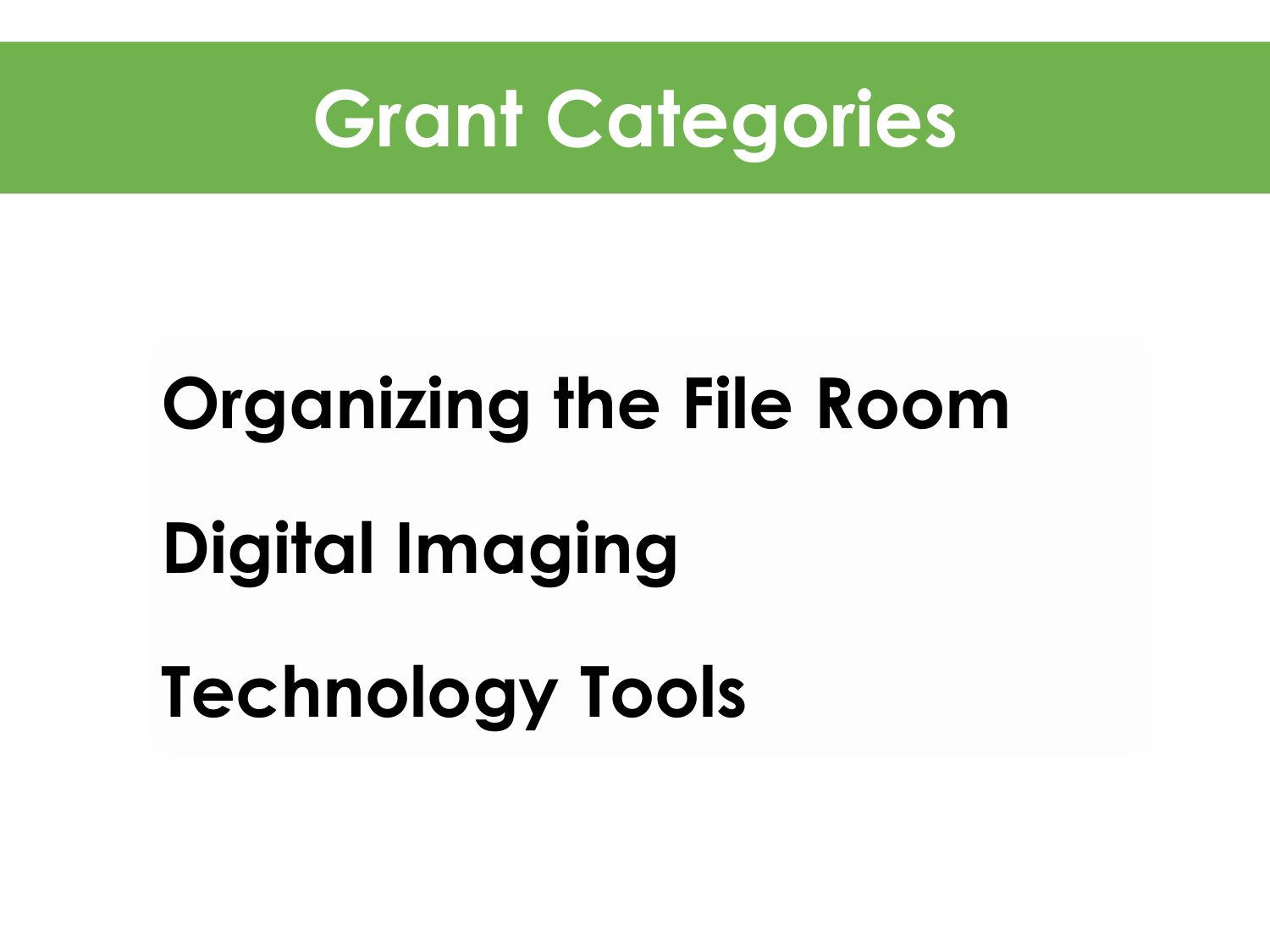# Grant Categories

**Organizing the File Room**

**Digital Imaging**

**Technology Tools**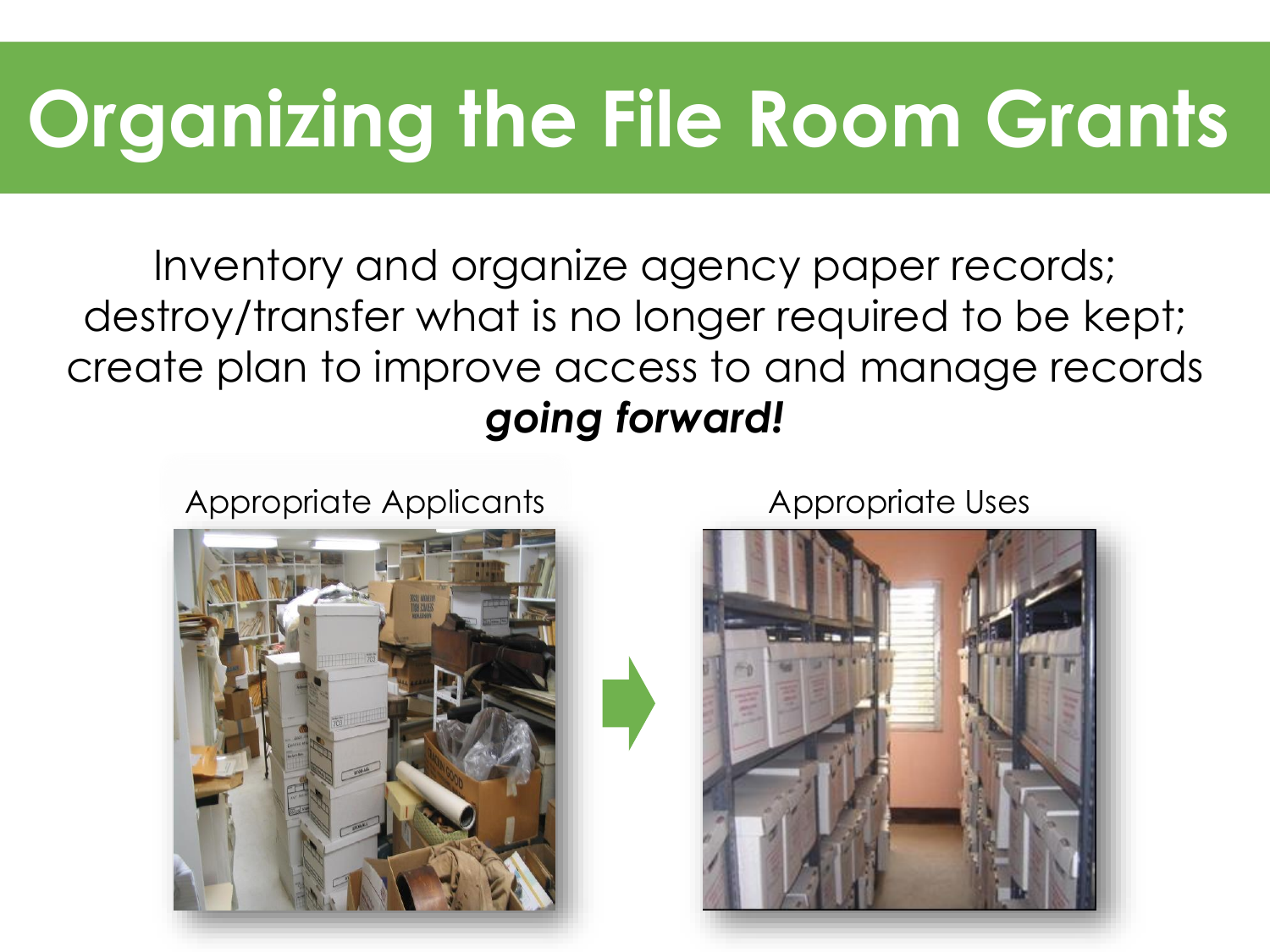# Organizing the File Room Grants

Inventory and organize agency paper records; destroy/transfer what is no longer required to be kept; create plan to improve access to and manage records ***going forward!***

Appropriate Applicants

Appropriate Uses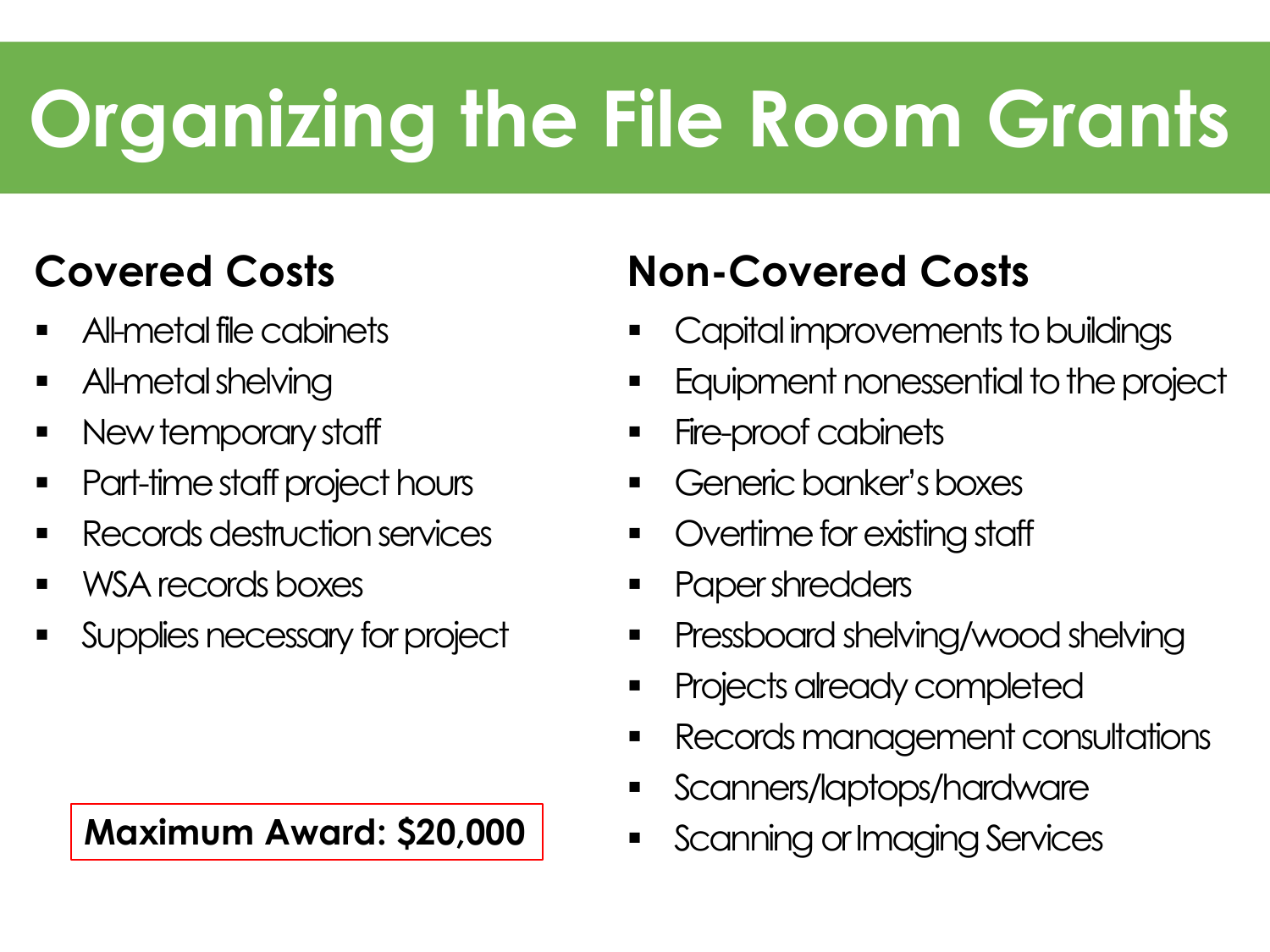# Organizing the File Room Grants

## Covered Costs

- All-metal file cabinets
- All-metal shelving
- New temporary staff
- Part-time staff project hours
- Records destruction services
- WSA records boxes
- Supplies necessary for project

**Maximum Award: $20,000**

## Non-Covered Costs

- Capital improvements to buildings
- Equipment nonessential to the project
- Fire-proof cabinets
- Generic banker's boxes
- Overtime for existing staff
- Paper shredders
- Pressboard shelving/wood shelving
- Projects already completed
- Records management consultations
- Scanners/laptops/hardware
- Scanning or Imaging Services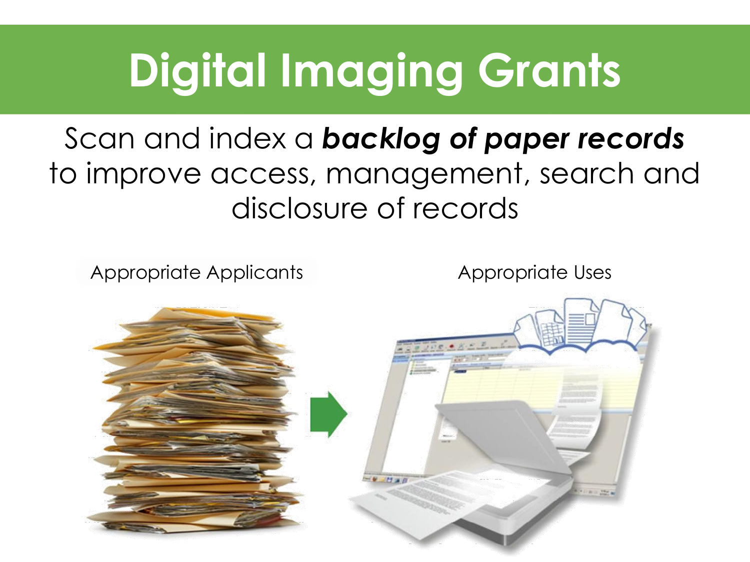# Digital Imaging Grants

Scan and index a ***backlog of paper records*** to improve access, management, search and disclosure of records

Appropriate Applicants

Appropriate Uses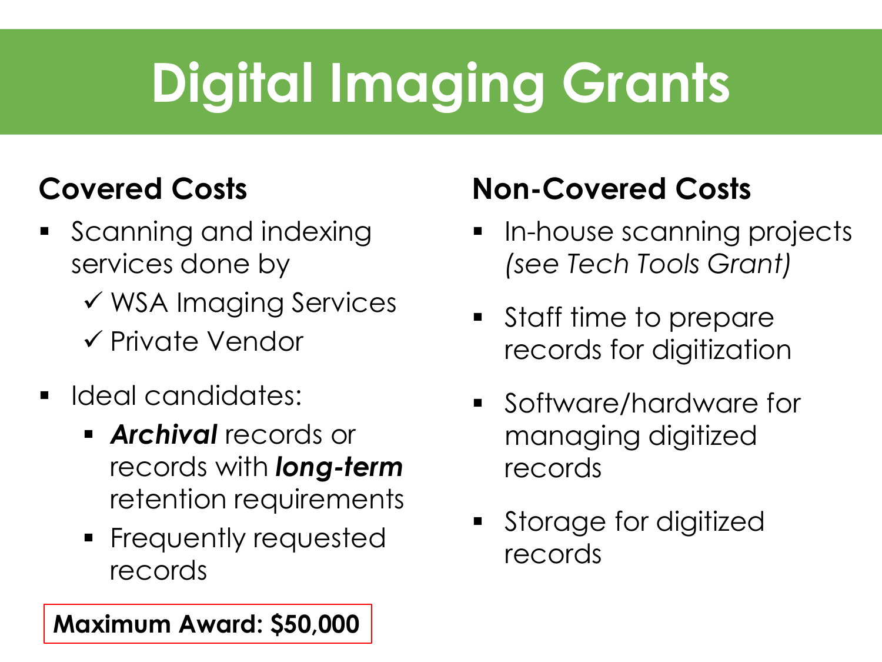# Digital Imaging Grants

## Covered Costs

- Scanning and indexing services done by
  - ✓ WSA Imaging Services
  - ✓ Private Vendor
- Ideal candidates:
  - ***Archival*** records or records with ***long-term*** retention requirements
  - Frequently requested records

**Maximum Award: $50,000**

## Non-Covered Costs

- In-house scanning projects *(see Tech Tools Grant)*
- Staff time to prepare records for digitization
- Software/hardware for managing digitized records
- Storage for digitized records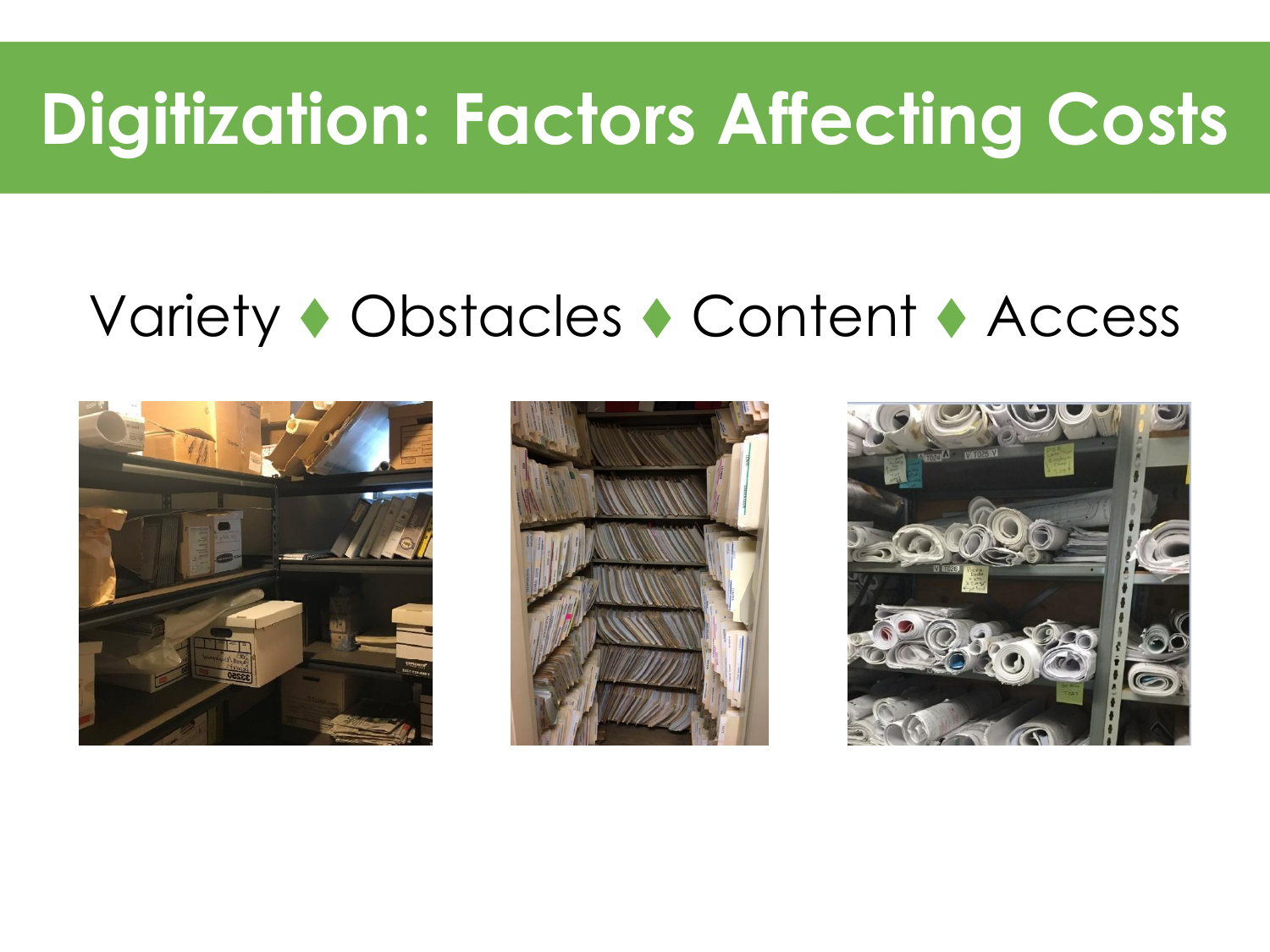# Digitization: Factors Affecting Costs

Variety ♦ Obstacles ♦ Content ♦ Access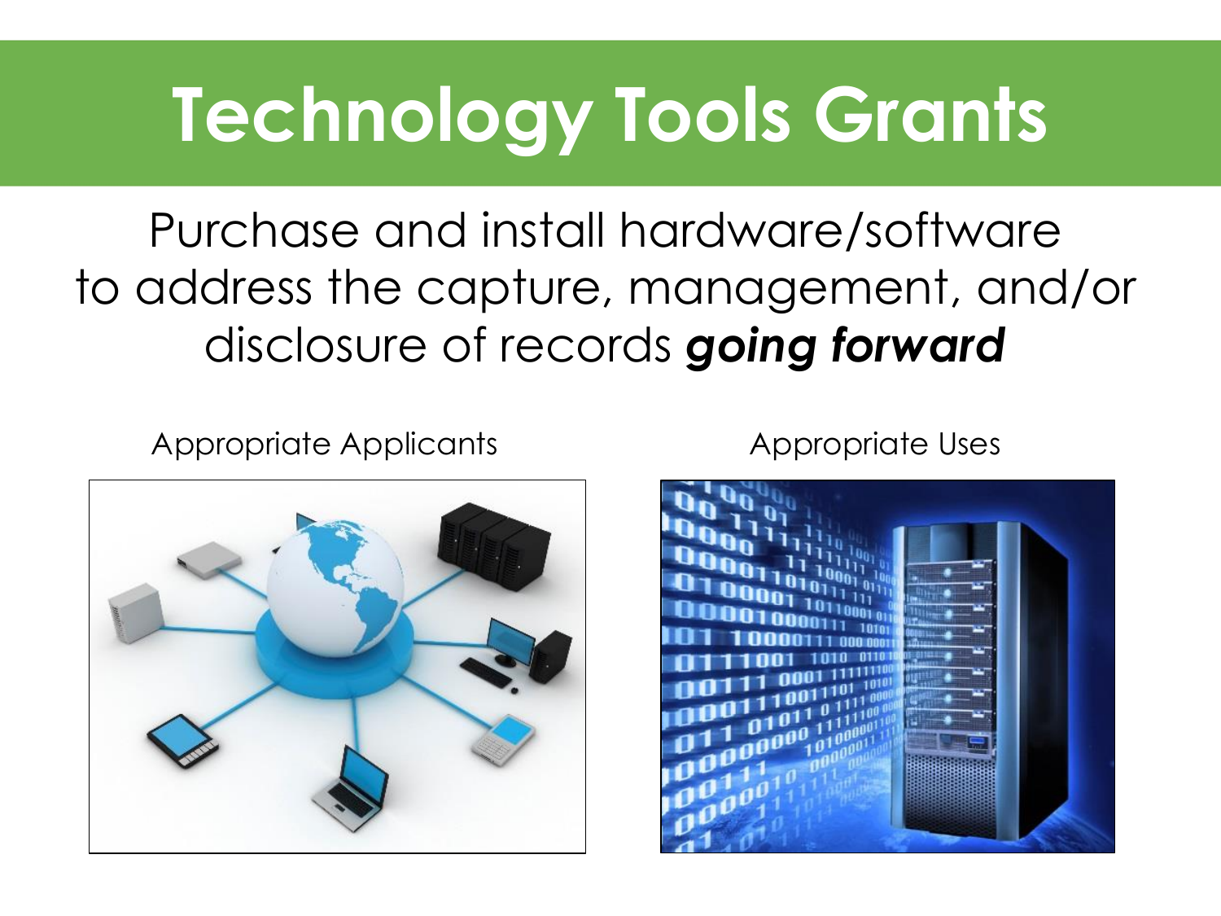# Technology Tools Grants

Purchase and install hardware/software to address the capture, management, and/or disclosure of records ***going forward***

Appropriate Applicants

Appropriate Uses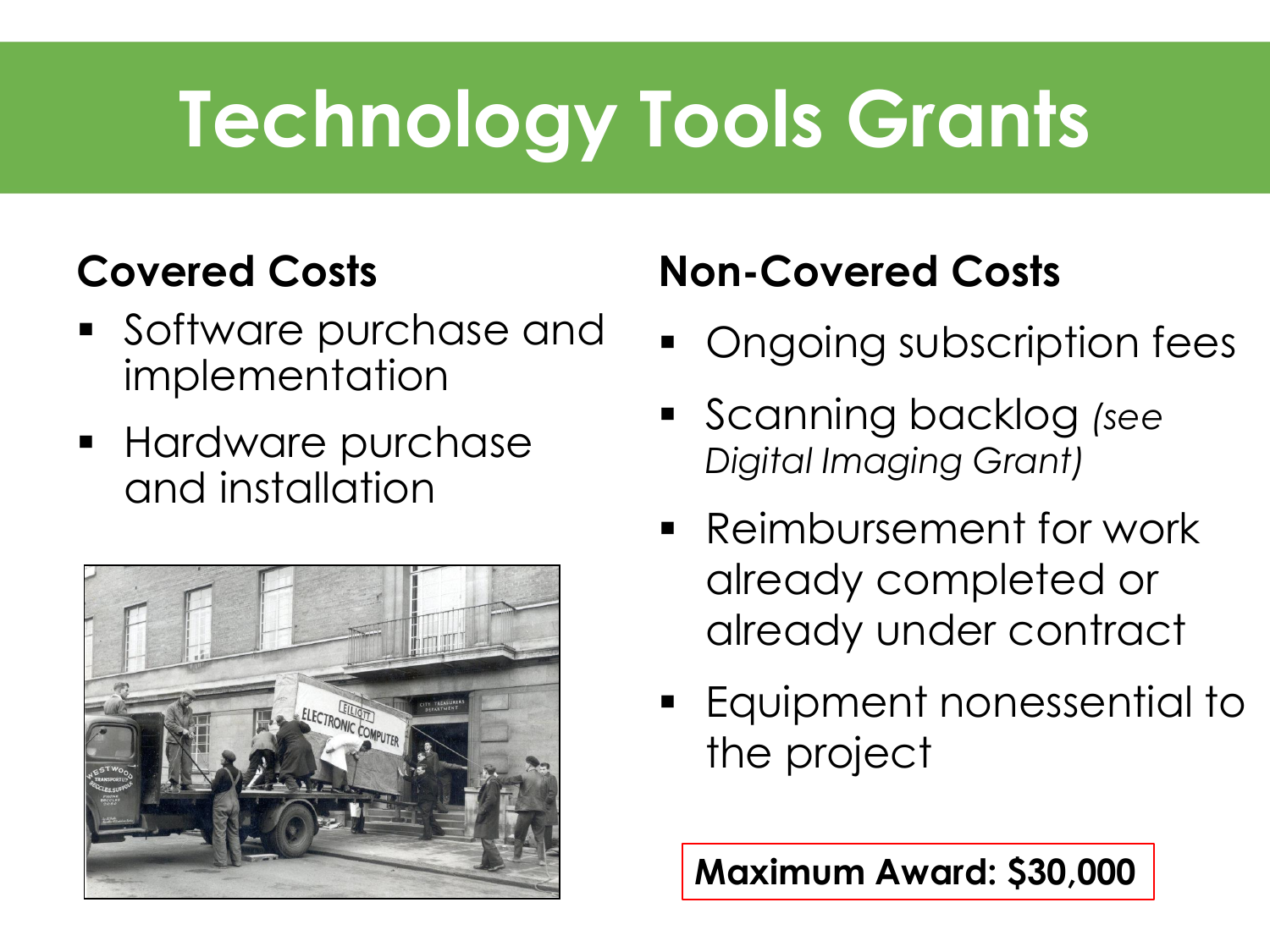# Technology Tools Grants

## Covered Costs

- Software purchase and implementation
- Hardware purchase and installation

## Non-Covered Costs

- Ongoing subscription fees
- Scanning backlog *(see Digital Imaging Grant)*
- Reimbursement for work already completed or already under contract
- Equipment nonessential to the project

**Maximum Award: $30,000**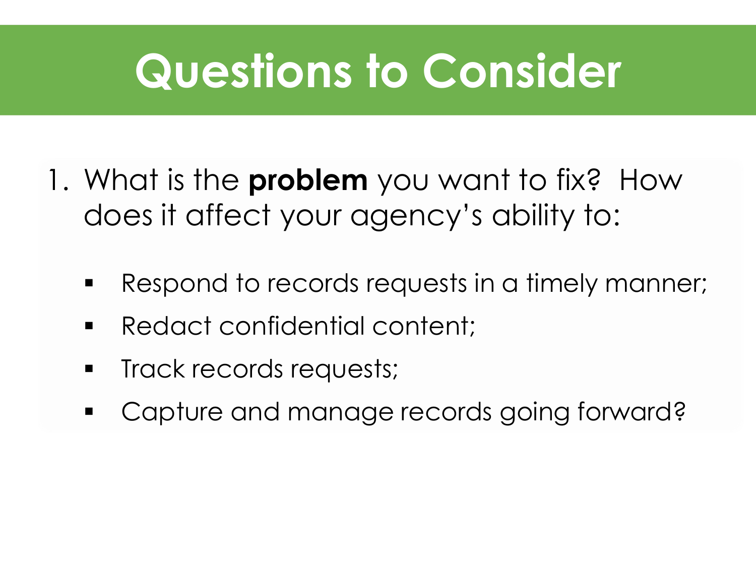# Questions to Consider

1. What is the **problem** you want to fix? How does it affect your agency's ability to:

   - Respond to records requests in a timely manner;
   - Redact confidential content;
   - Track records requests;
   - Capture and manage records going forward?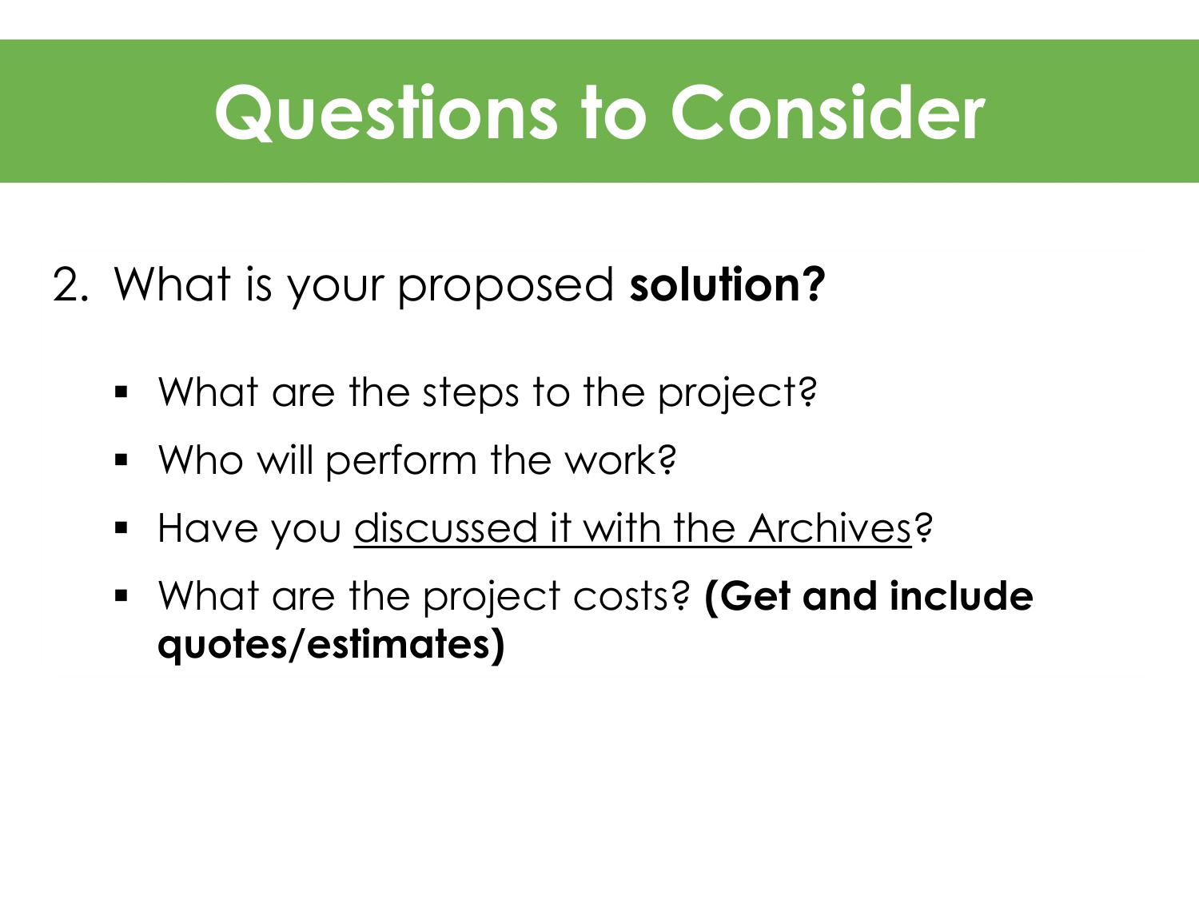# Questions to Consider

2. What is your proposed **solution?**

   - What are the steps to the project?
   - Who will perform the work?
   - Have you <u>discussed it with the Archives</u>?
   - What are the project costs? **(Get and include quotes/estimates)**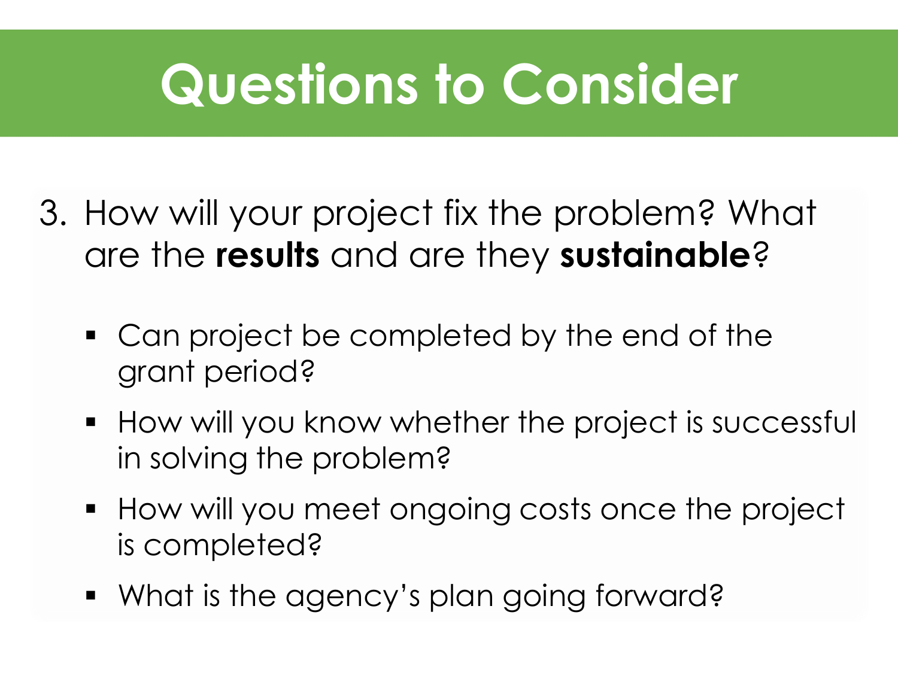# Questions to Consider

3. How will your project fix the problem? What are the **results** and are they **sustainable**?

   - Can project be completed by the end of the grant period?
   - How will you know whether the project is successful in solving the problem?
   - How will you meet ongoing costs once the project is completed?
   - What is the agency's plan going forward?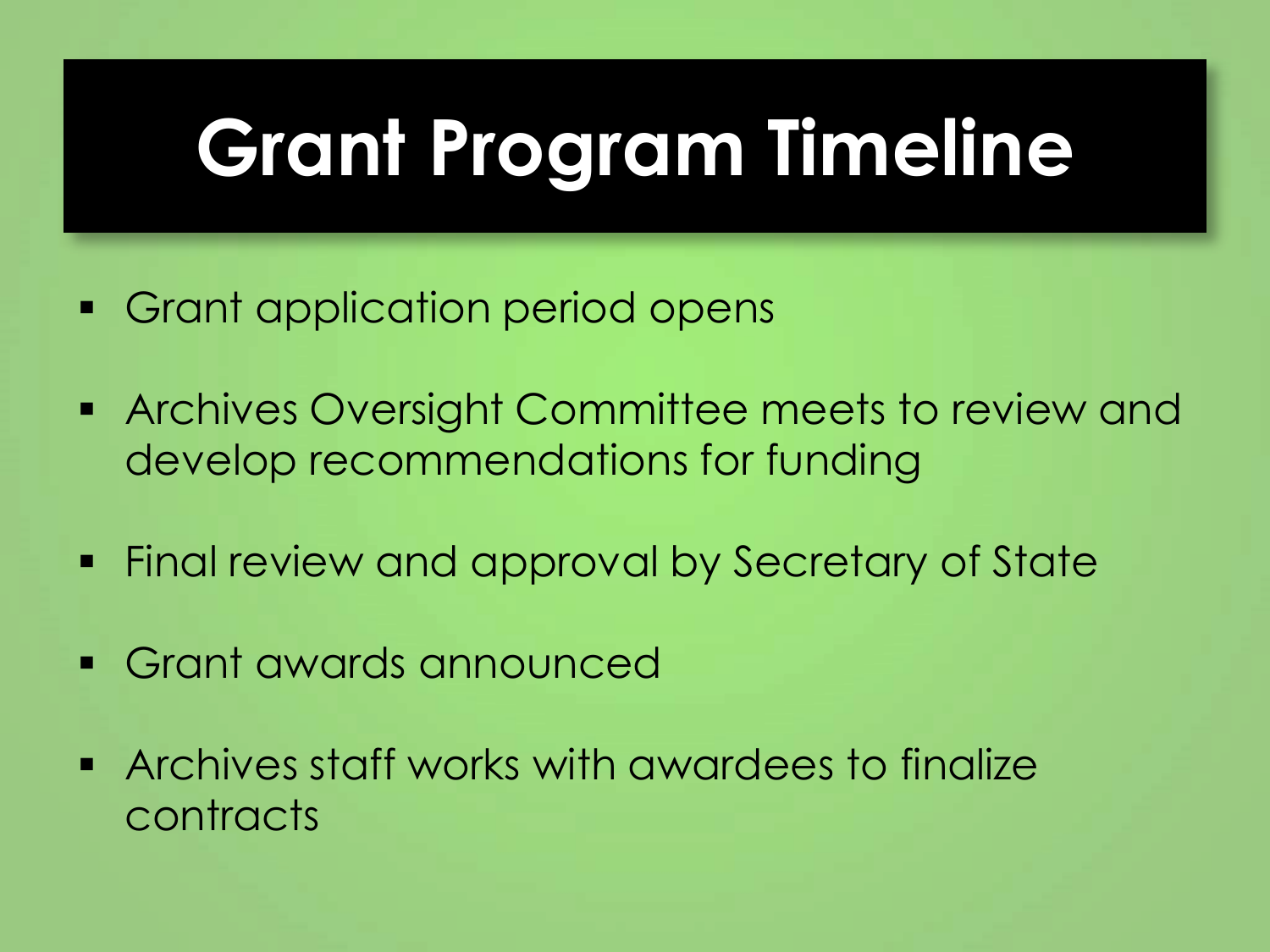# Grant Program Timeline

- Grant application period opens
- Archives Oversight Committee meets to review and develop recommendations for funding
- Final review and approval by Secretary of State
- Grant awards announced
- Archives staff works with awardees to finalize contracts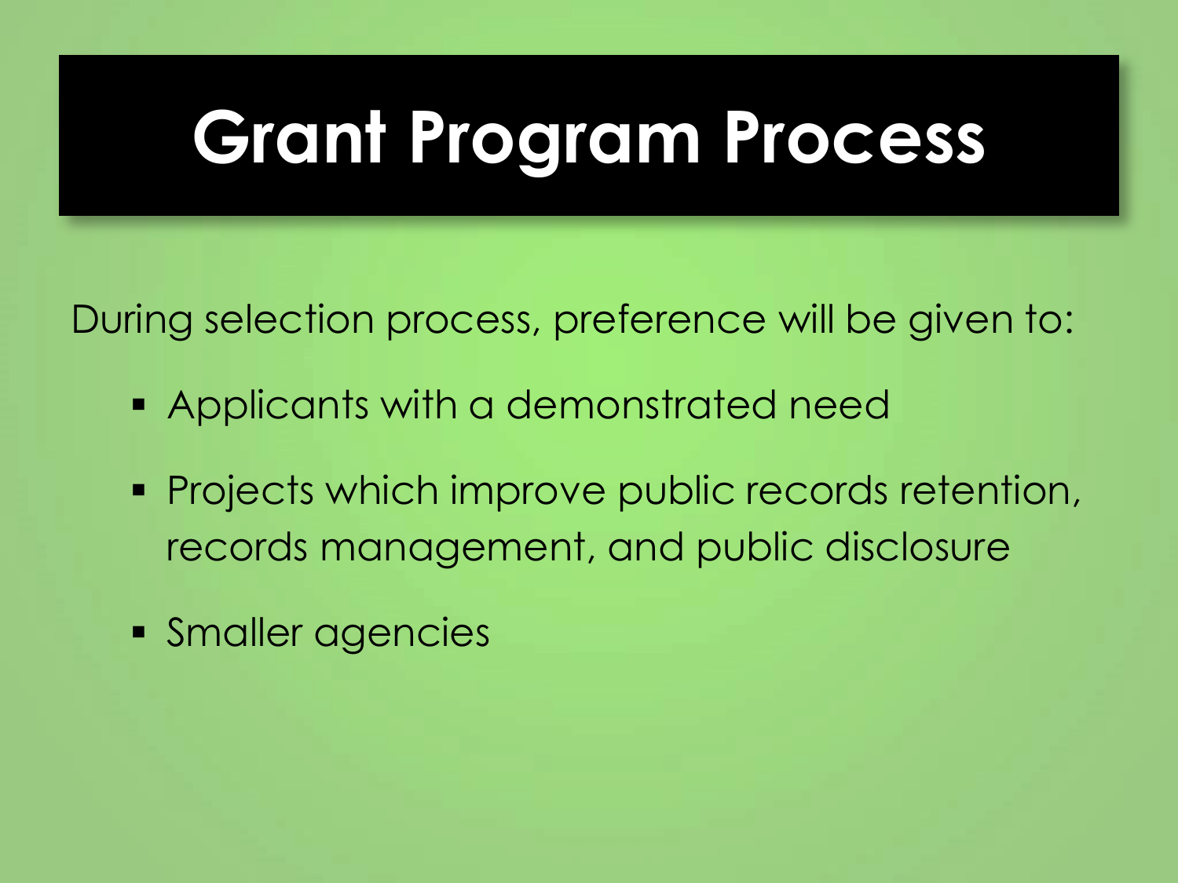# Grant Program Process

During selection process, preference will be given to:

- Applicants with a demonstrated need
- Projects which improve public records retention, records management, and public disclosure
- Smaller agencies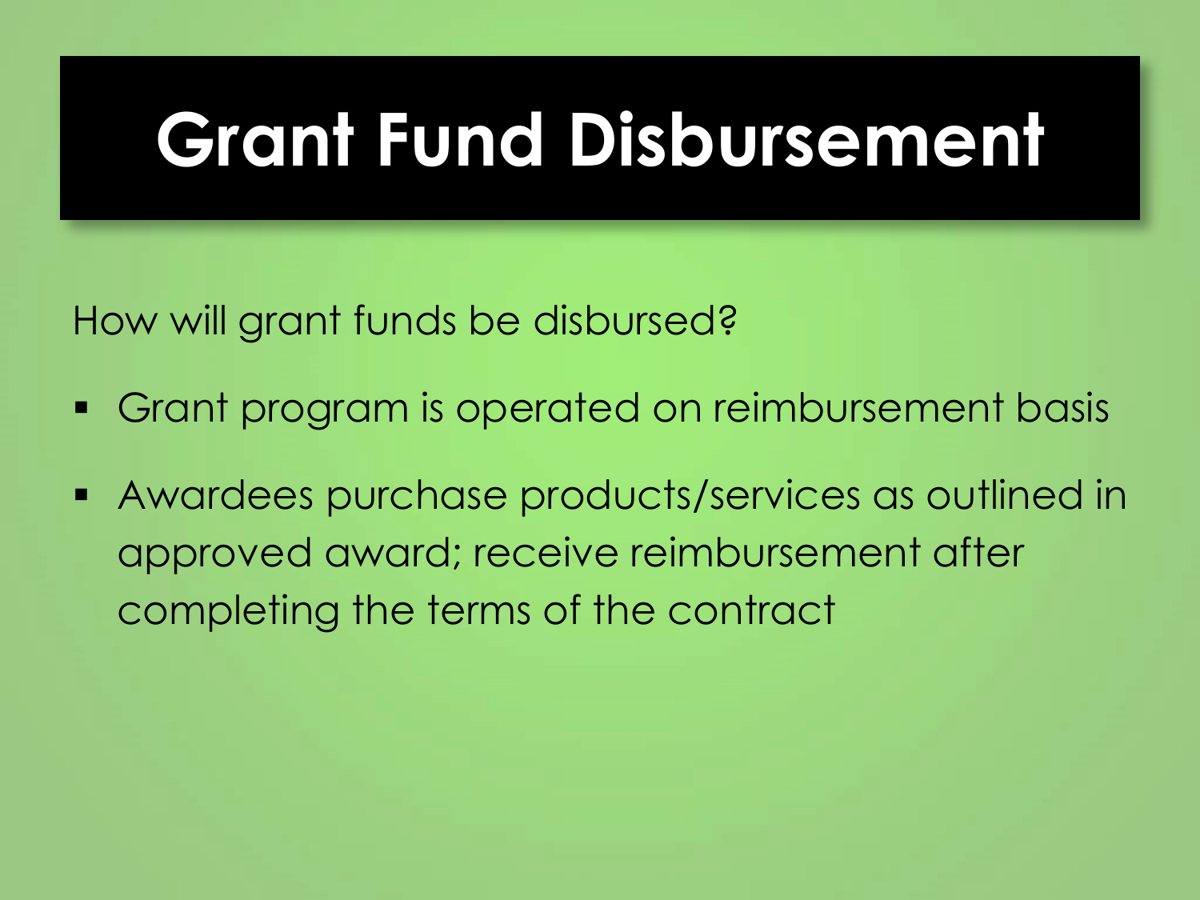# Grant Fund Disbursement

How will grant funds be disbursed?

- Grant program is operated on reimbursement basis
- Awardees purchase products/services as outlined in approved award; receive reimbursement after completing the terms of the contract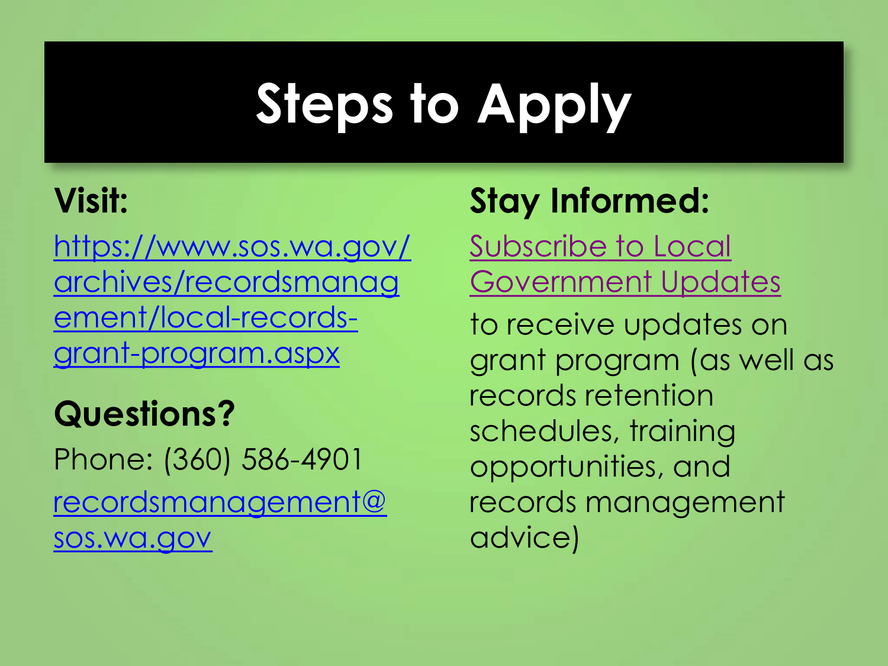# Steps to Apply

**Visit:**

https://www.sos.wa.gov/archives/recordsmanagement/local-records-grant-program.aspx

**Questions?**

Phone: (360) 586-4901

recordsmanagement@sos.wa.gov

**Stay Informed:**

Subscribe to Local Government Updates

to receive updates on grant program (as well as records retention schedules, training opportunities, and records management advice)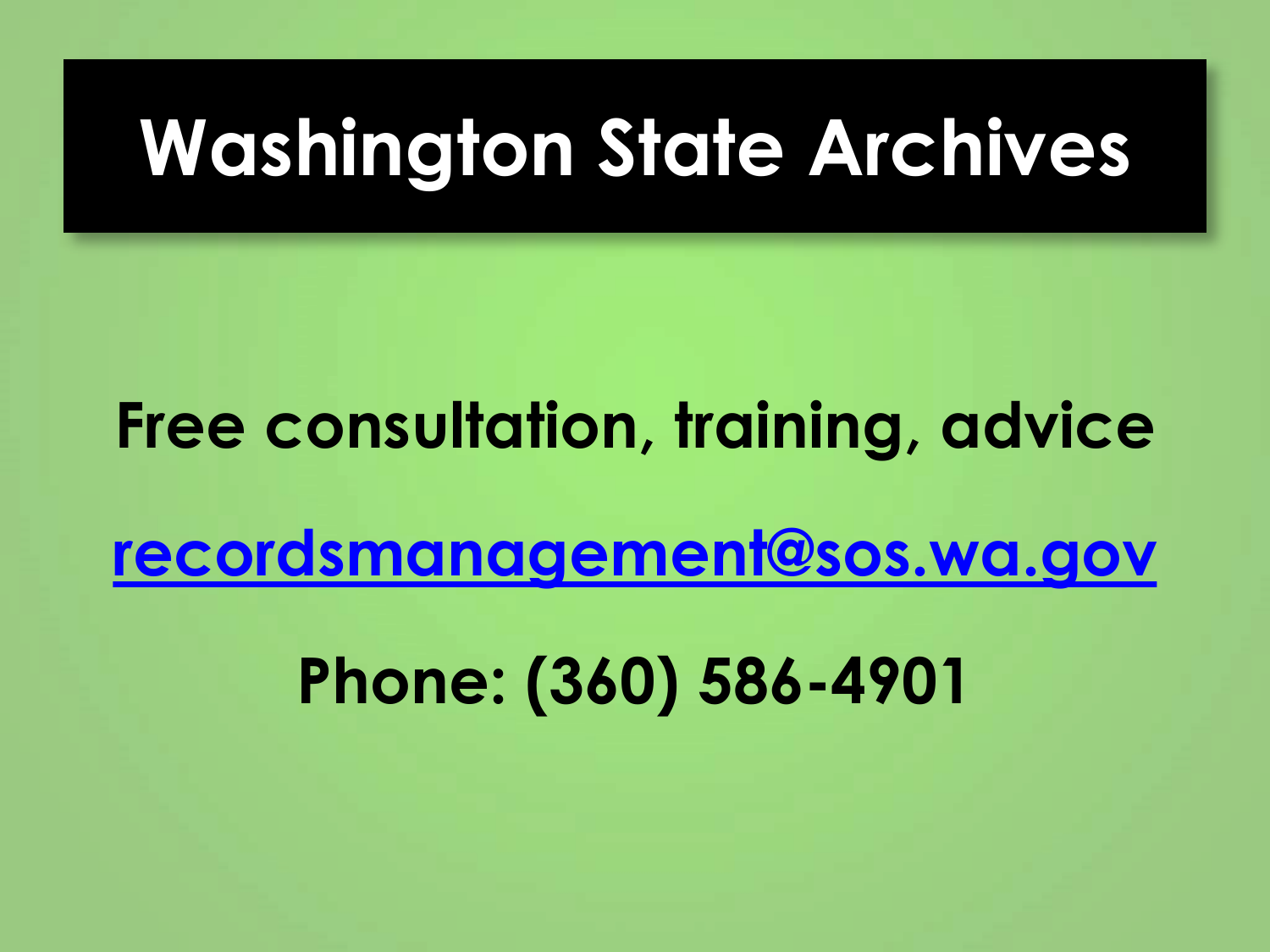# Washington State Archives

**Free consultation, training, advice**

[recordsmanagement@sos.wa.gov](mailto:recordsmanagement@sos.wa.gov)

**Phone: (360) 586-4901**